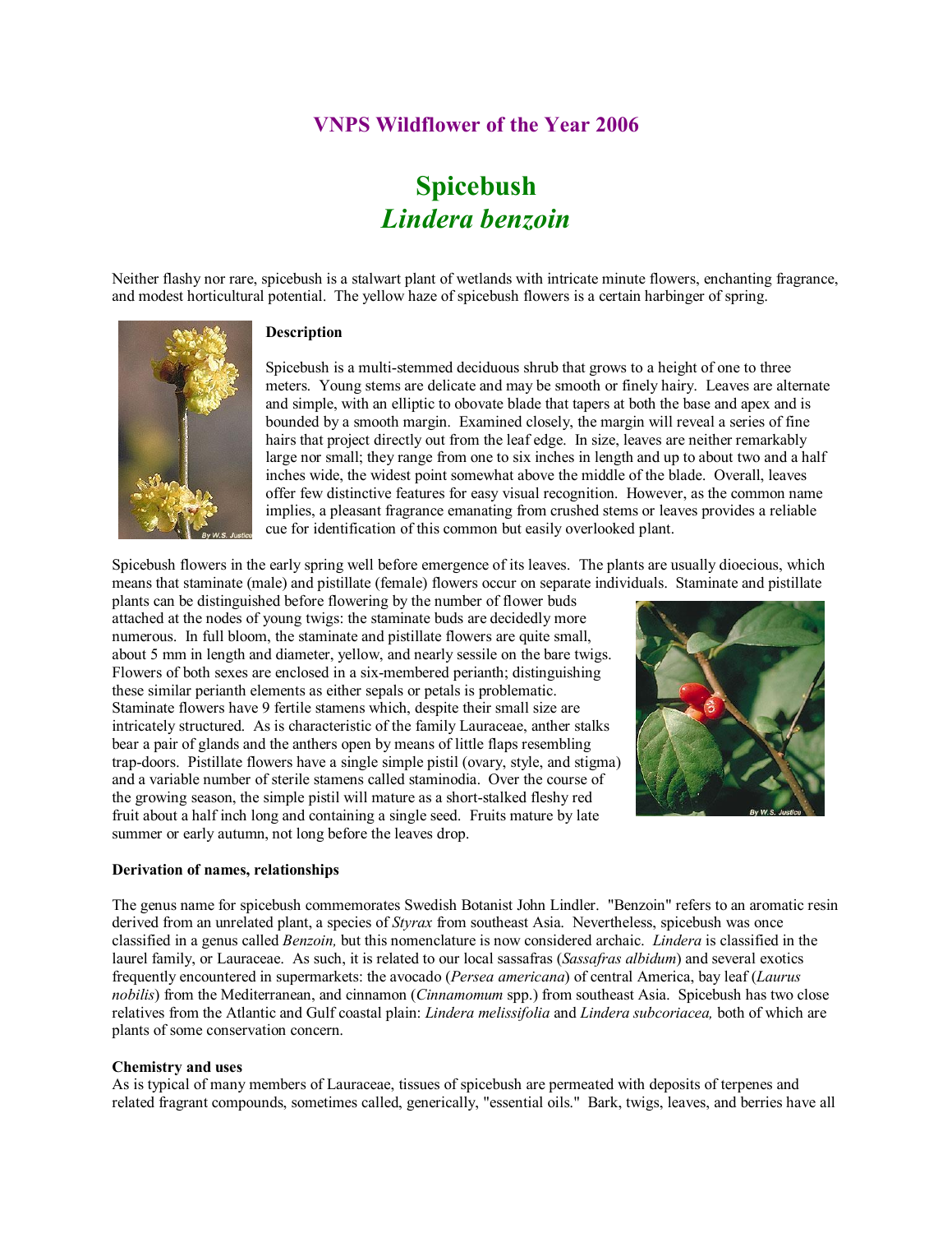## VNPS Wildflower of the Year 2006

# Spicebush
# *Lindera benzoin*

Neither flashy nor rare, spicebush is a stalwart plant of wetlands with intricate minute flowers, enchanting fragrance, and modest horticultural potential. The yellow haze of spicebush flowers is a certain harbinger of spring.

### Description

Spicebush is a multi-stemmed deciduous shrub that grows to a height of one to three meters. Young stems are delicate and may be smooth or finely hairy. Leaves are alternate and simple, with an elliptic to obovate blade that tapers at both the base and apex and is bounded by a smooth margin. Examined closely, the margin will reveal a series of fine hairs that project directly out from the leaf edge. In size, leaves are neither remarkably large nor small; they range from one to six inches in length and up to about two and a half inches wide, the widest point somewhat above the middle of the blade. Overall, leaves offer few distinctive features for easy visual recognition. However, as the common name implies, a pleasant fragrance emanating from crushed stems or leaves provides a reliable cue for identification of this common but easily overlooked plant.

Spicebush flowers in the early spring well before emergence of its leaves. The plants are usually dioecious, which means that staminate (male) and pistillate (female) flowers occur on separate individuals. Staminate and pistillate plants can be distinguished before flowering by the number of flower buds attached at the nodes of young twigs: the staminate buds are decidedly more numerous. In full bloom, the staminate and pistillate flowers are quite small, about 5 mm in length and diameter, yellow, and nearly sessile on the bare twigs. Flowers of both sexes are enclosed in a six-membered perianth; distinguishing these similar perianth elements as either sepals or petals is problematic. Staminate flowers have 9 fertile stamens which, despite their small size are intricately structured. As is characteristic of the family Lauraceae, anther stalks bear a pair of glands and the anthers open by means of little flaps resembling trap-doors. Pistillate flowers have a single simple pistil (ovary, style, and stigma) and a variable number of sterile stamens called staminodia. Over the course of the growing season, the simple pistil will mature as a short-stalked fleshy red fruit about a half inch long and containing a single seed. Fruits mature by late summer or early autumn, not long before the leaves drop.

### Derivation of names, relationships

The genus name for spicebush commemorates Swedish Botanist John Lindler. "Benzoin" refers to an aromatic resin derived from an unrelated plant, a species of *Styrax* from southeast Asia. Nevertheless, spicebush was once classified in a genus called *Benzoin,* but this nomenclature is now considered archaic. *Lindera* is classified in the laurel family, or Lauraceae. As such, it is related to our local sassafras (*Sassafras albidum*) and several exotics frequently encountered in supermarkets: the avocado (*Persea americana*) of central America, bay leaf (*Laurus nobilis*) from the Mediterranean, and cinnamon (*Cinnamomum* spp.) from southeast Asia. Spicebush has two close relatives from the Atlantic and Gulf coastal plain: *Lindera melissifolia* and *Lindera subcoriacea,* both of which are plants of some conservation concern.

### Chemistry and uses

As is typical of many members of Lauraceae, tissues of spicebush are permeated with deposits of terpenes and related fragrant compounds, sometimes called, generically, "essential oils." Bark, twigs, leaves, and berries have all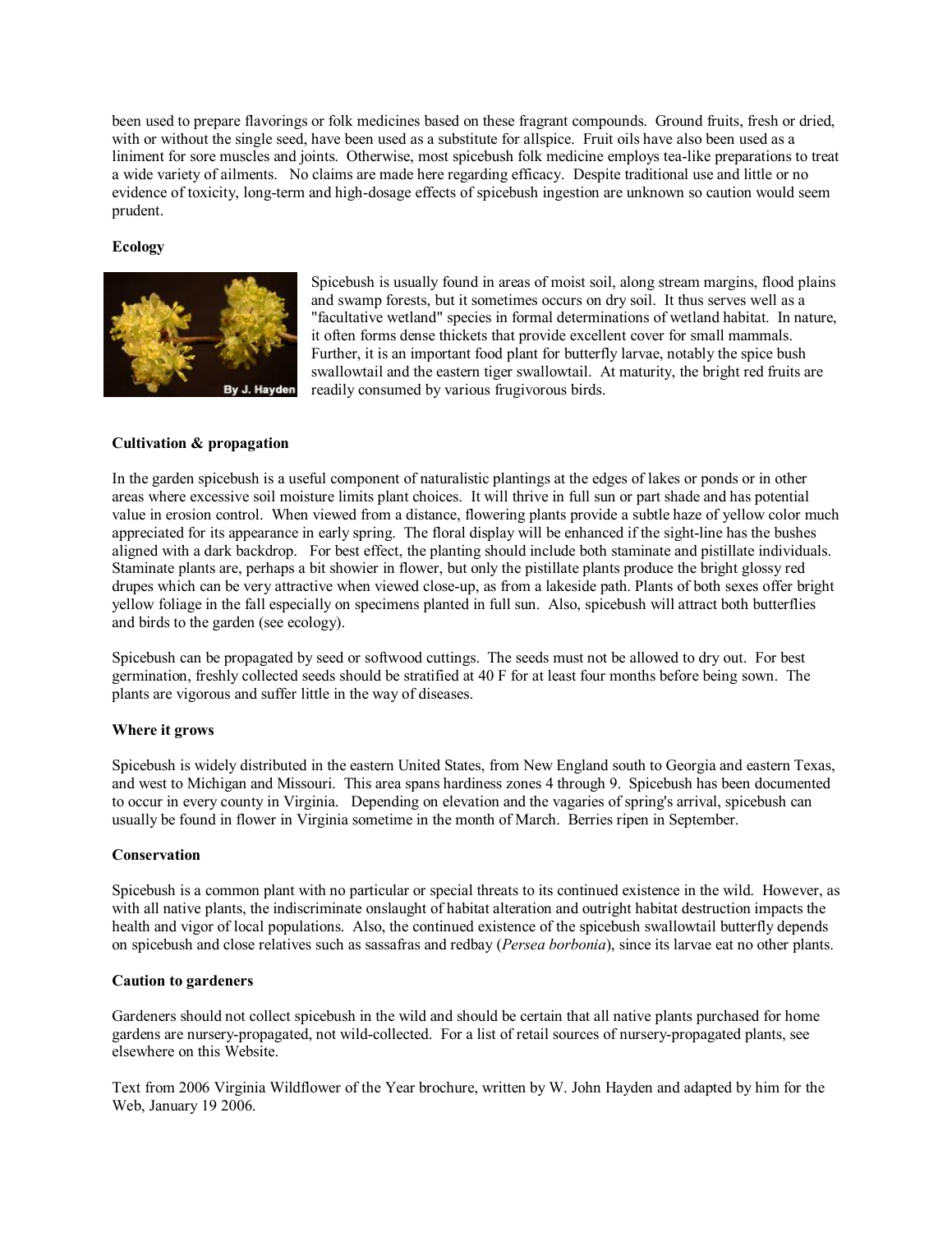been used to prepare flavorings or folk medicines based on these fragrant compounds. Ground fruits, fresh or dried, with or without the single seed, have been used as a substitute for allspice. Fruit oils have also been used as a liniment for sore muscles and joints. Otherwise, most spicebush folk medicine employs tea-like preparations to treat a wide variety of ailments. No claims are made here regarding efficacy. Despite traditional use and little or no evidence of toxicity, long-term and high-dosage effects of spicebush ingestion are unknown so caution would seem prudent.

**Ecology**

By J. Hayden

Spicebush is usually found in areas of moist soil, along stream margins, flood plains and swamp forests, but it sometimes occurs on dry soil. It thus serves well as a "facultative wetland" species in formal determinations of wetland habitat. In nature, it often forms dense thickets that provide excellent cover for small mammals. Further, it is an important food plant for butterfly larvae, notably the spice bush swallowtail and the eastern tiger swallowtail. At maturity, the bright red fruits are readily consumed by various frugivorous birds.

**Cultivation & propagation**

In the garden spicebush is a useful component of naturalistic plantings at the edges of lakes or ponds or in other areas where excessive soil moisture limits plant choices. It will thrive in full sun or part shade and has potential value in erosion control. When viewed from a distance, flowering plants provide a subtle haze of yellow color much appreciated for its appearance in early spring. The floral display will be enhanced if the sight-line has the bushes aligned with a dark backdrop. For best effect, the planting should include both staminate and pistillate individuals. Staminate plants are, perhaps a bit showier in flower, but only the pistillate plants produce the bright glossy red drupes which can be very attractive when viewed close-up, as from a lakeside path. Plants of both sexes offer bright yellow foliage in the fall especially on specimens planted in full sun. Also, spicebush will attract both butterflies and birds to the garden (see ecology).

Spicebush can be propagated by seed or softwood cuttings. The seeds must not be allowed to dry out. For best germination, freshly collected seeds should be stratified at 40 F for at least four months before being sown. The plants are vigorous and suffer little in the way of diseases.

**Where it grows**

Spicebush is widely distributed in the eastern United States, from New England south to Georgia and eastern Texas, and west to Michigan and Missouri. This area spans hardiness zones 4 through 9. Spicebush has been documented to occur in every county in Virginia. Depending on elevation and the vagaries of spring's arrival, spicebush can usually be found in flower in Virginia sometime in the month of March. Berries ripen in September.

**Conservation**

Spicebush is a common plant with no particular or special threats to its continued existence in the wild. However, as with all native plants, the indiscriminate onslaught of habitat alteration and outright habitat destruction impacts the health and vigor of local populations. Also, the continued existence of the spicebush swallowtail butterfly depends on spicebush and close relatives such as sassafras and redbay (*Persea borbonia*), since its larvae eat no other plants.

**Caution to gardeners**

Gardeners should not collect spicebush in the wild and should be certain that all native plants purchased for home gardens are nursery-propagated, not wild-collected. For a list of retail sources of nursery-propagated plants, see elsewhere on this Website.

Text from 2006 Virginia Wildflower of the Year brochure, written by W. John Hayden and adapted by him for the Web, January 19 2006.